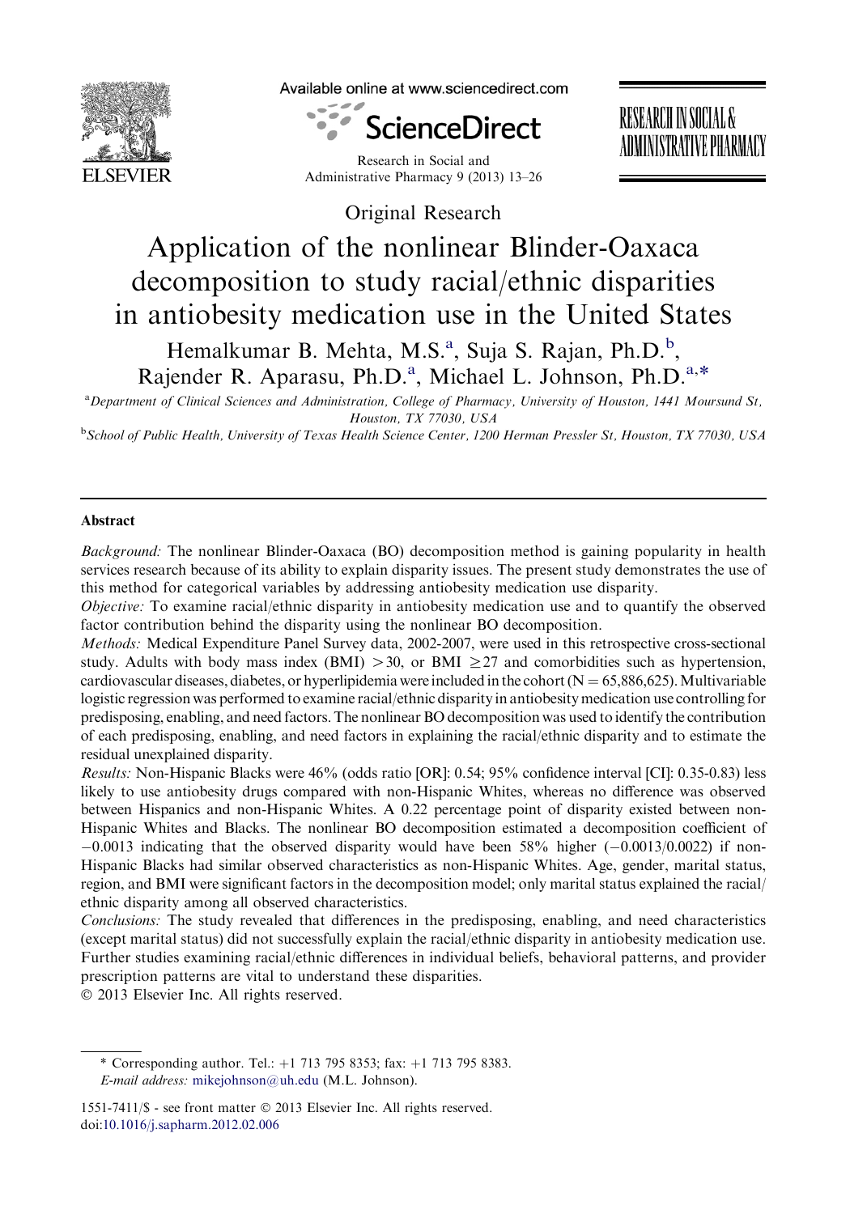Original Research

# Application of the nonlinear Blinder-Oaxaca decomposition to study racial/ethnic disparities in antiobesity medication use in the United States

Hemalkumar B. Mehta, M.S.[a], Suja S. Rajan, Ph.D.[b], Rajender R. Aparasu, Ph.D.[a], Michael L. Johnson, Ph.D.[a,*]

[a]Department of Clinical Sciences and Administration, College of Pharmacy, University of Houston, 1441 Moursund St, Houston, TX 77030, USA

[b]School of Public Health, University of Texas Health Science Center, 1200 Herman Pressler St, Houston, TX 77030, USA

## Abstract

*Background:* The nonlinear Blinder-Oaxaca (BO) decomposition method is gaining popularity in health services research because of its ability to explain disparity issues. The present study demonstrates the use of this method for categorical variables by addressing antiobesity medication use disparity.

*Objective:* To examine racial/ethnic disparity in antiobesity medication use and to quantify the observed factor contribution behind the disparity using the nonlinear BO decomposition.

*Methods:* Medical Expenditure Panel Survey data, 2002-2007, were used in this retrospective cross-sectional study. Adults with body mass index (BMI) $>30$, or BMI $\geq 27$ and comorbidities such as hypertension, cardiovascular diseases, diabetes, or hyperlipidemia were included in the cohort ($N = 65{,}886{,}625$). Multivariable logistic regression was performed to examine racial/ethnic disparity in antiobesity medication use controlling for predisposing, enabling, and need factors. The nonlinear BO decomposition was used to identify the contribution of each predisposing, enabling, and need factors in explaining the racial/ethnic disparity and to estimate the residual unexplained disparity.

*Results:* Non-Hispanic Blacks were 46% (odds ratio [OR]: 0.54; 95% confidence interval [CI]: 0.35-0.83) less likely to use antiobesity drugs compared with non-Hispanic Whites, whereas no difference was observed between Hispanics and non-Hispanic Whites. A 0.22 percentage point of disparity existed between non-Hispanic Whites and Blacks. The nonlinear BO decomposition estimated a decomposition coefficient of $-0.0013$ indicating that the observed disparity would have been 58% higher ($-0.0013/0.0022$) if non-Hispanic Blacks had similar observed characteristics as non-Hispanic Whites. Age, gender, marital status, region, and BMI were significant factors in the decomposition model; only marital status explained the racial/ethnic disparity among all observed characteristics.

*Conclusions:* The study revealed that differences in the predisposing, enabling, and need characteristics (except marital status) did not successfully explain the racial/ethnic disparity in antiobesity medication use. Further studies examining racial/ethnic differences in individual beliefs, behavioral patterns, and provider prescription patterns are vital to understand these disparities.

© 2013 Elsevier Inc. All rights reserved.

---

\* Corresponding author. Tel.: +1 713 795 8353; fax: +1 713 795 8383.
*E-mail address:* mikejohnson@uh.edu (M.L. Johnson).

1551-7411/$ - see front matter © 2013 Elsevier Inc. All rights reserved.
doi:10.1016/j.sapharm.2012.02.006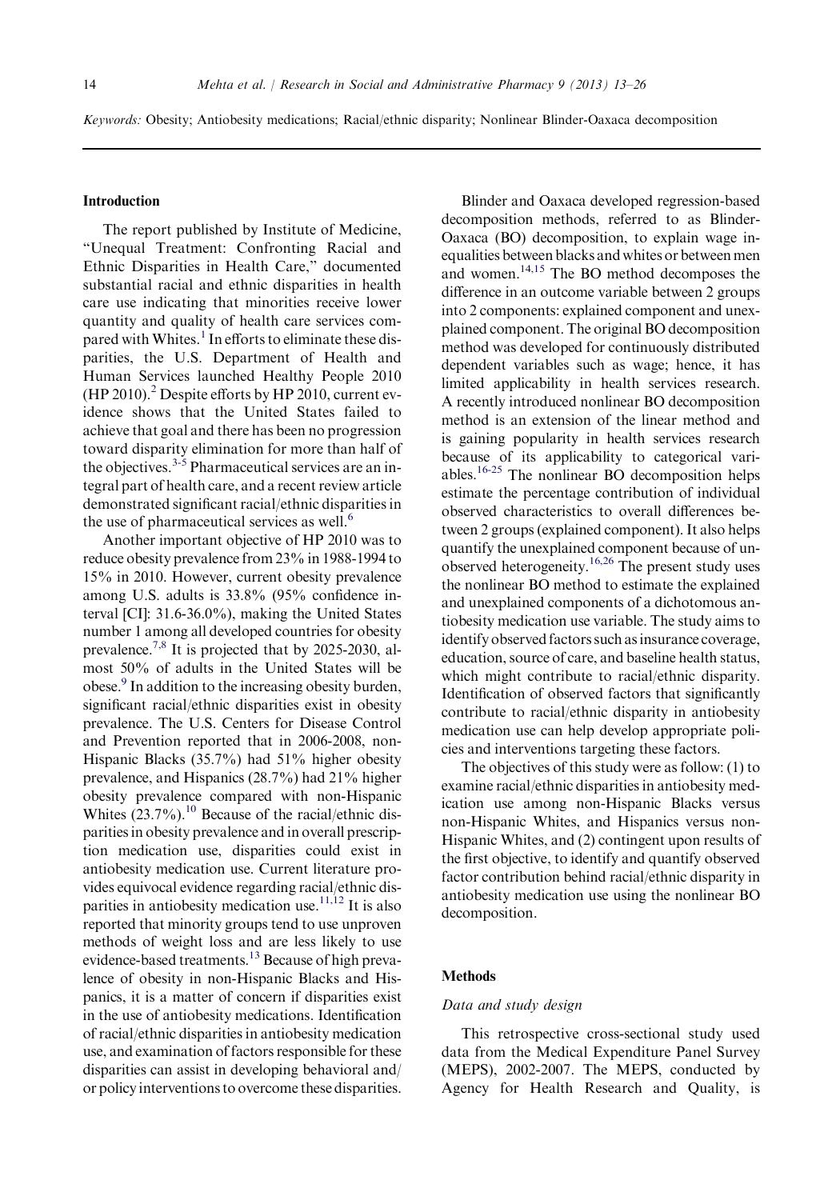*Keywords:* Obesity; Antiobesity medications; Racial/ethnic disparity; Nonlinear Blinder-Oaxaca decomposition

## Introduction

The report published by Institute of Medicine, "Unequal Treatment: Confronting Racial and Ethnic Disparities in Health Care," documented substantial racial and ethnic disparities in health care use indicating that minorities receive lower quantity and quality of health care services compared with Whites.[1] In efforts to eliminate these disparities, the U.S. Department of Health and Human Services launched Healthy People 2010 (HP 2010).[2] Despite efforts by HP 2010, current evidence shows that the United States failed to achieve that goal and there has been no progression toward disparity elimination for more than half of the objectives.[3-5] Pharmaceutical services are an integral part of health care, and a recent review article demonstrated significant racial/ethnic disparities in the use of pharmaceutical services as well.[6]

Another important objective of HP 2010 was to reduce obesity prevalence from 23% in 1988-1994 to 15% in 2010. However, current obesity prevalence among U.S. adults is 33.8% (95% confidence interval [CI]: 31.6-36.0%), making the United States number 1 among all developed countries for obesity prevalence.[7,8] It is projected that by 2025-2030, almost 50% of adults in the United States will be obese.[9] In addition to the increasing obesity burden, significant racial/ethnic disparities exist in obesity prevalence. The U.S. Centers for Disease Control and Prevention reported that in 2006-2008, non-Hispanic Blacks (35.7%) had 51% higher obesity prevalence, and Hispanics (28.7%) had 21% higher obesity prevalence compared with non-Hispanic Whites (23.7%).[10] Because of the racial/ethnic disparities in obesity prevalence and in overall prescription medication use, disparities could exist in antiobesity medication use. Current literature provides equivocal evidence regarding racial/ethnic disparities in antiobesity medication use.[11,12] It is also reported that minority groups tend to use unproven methods of weight loss and are less likely to use evidence-based treatments.[13] Because of high prevalence of obesity in non-Hispanic Blacks and Hispanics, it is a matter of concern if disparities exist in the use of antiobesity medications. Identification of racial/ethnic disparities in antiobesity medication use, and examination of factors responsible for these disparities can assist in developing behavioral and/or policy interventions to overcome these disparities.

Blinder and Oaxaca developed regression-based decomposition methods, referred to as Blinder-Oaxaca (BO) decomposition, to explain wage inequalities between blacks and whites or between men and women.[14,15] The BO method decomposes the difference in an outcome variable between 2 groups into 2 components: explained component and unexplained component. The original BO decomposition method was developed for continuously distributed dependent variables such as wage; hence, it has limited applicability in health services research. A recently introduced nonlinear BO decomposition method is an extension of the linear method and is gaining popularity in health services research because of its applicability to categorical variables.[16-25] The nonlinear BO decomposition helps estimate the percentage contribution of individual observed characteristics to overall differences between 2 groups (explained component). It also helps quantify the unexplained component because of unobserved heterogeneity.[16,26] The present study uses the nonlinear BO method to estimate the explained and unexplained components of a dichotomous antiobesity medication use variable. The study aims to identify observed factors such as insurance coverage, education, source of care, and baseline health status, which might contribute to racial/ethnic disparity. Identification of observed factors that significantly contribute to racial/ethnic disparity in antiobesity medication use can help develop appropriate policies and interventions targeting these factors.

The objectives of this study were as follow: (1) to examine racial/ethnic disparities in antiobesity medication use among non-Hispanic Blacks versus non-Hispanic Whites, and Hispanics versus non-Hispanic Whites, and (2) contingent upon results of the first objective, to identify and quantify observed factor contribution behind racial/ethnic disparity in antiobesity medication use using the nonlinear BO decomposition.

## Methods

### *Data and study design*

This retrospective cross-sectional study used data from the Medical Expenditure Panel Survey (MEPS), 2002-2007. The MEPS, conducted by Agency for Health Research and Quality, is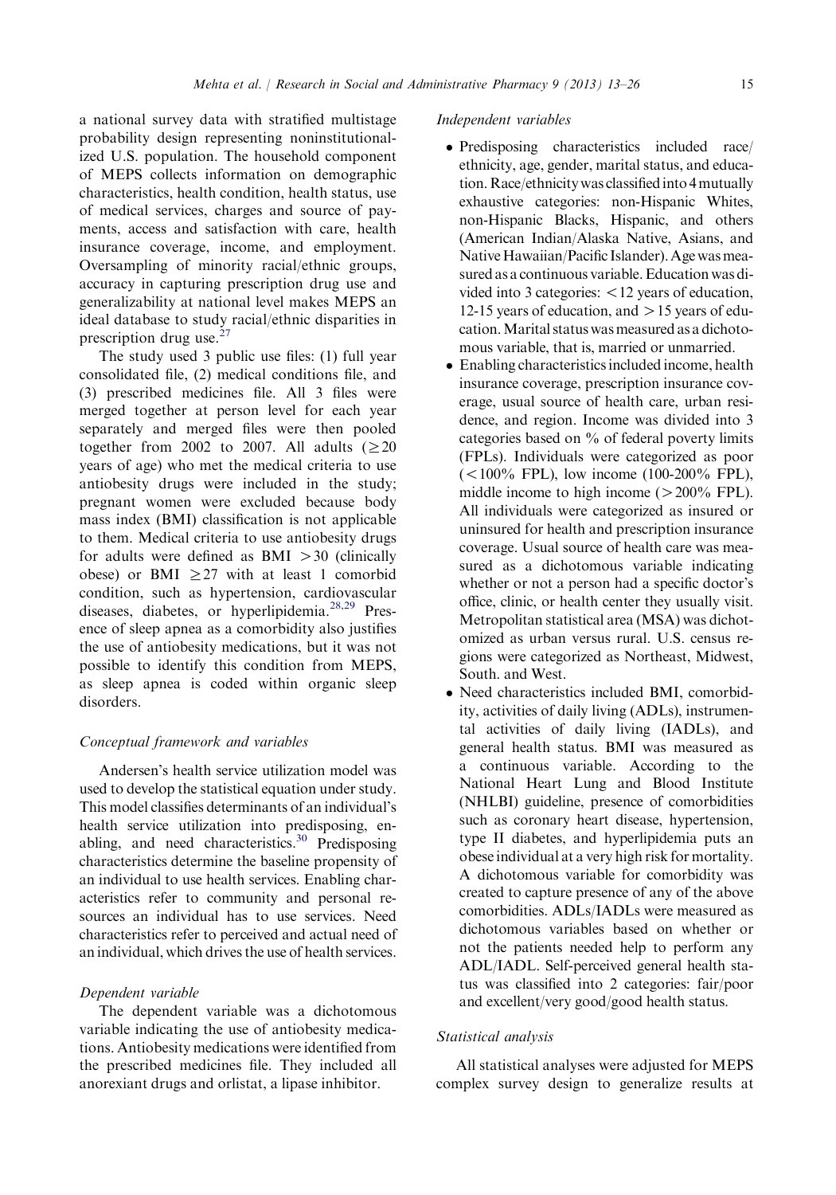a national survey data with stratified multistage probability design representing noninstitutionalized U.S. population. The household component of MEPS collects information on demographic characteristics, health condition, health status, use of medical services, charges and source of payments, access and satisfaction with care, health insurance coverage, income, and employment. Oversampling of minority racial/ethnic groups, accuracy in capturing prescription drug use and generalizability at national level makes MEPS an ideal database to study racial/ethnic disparities in prescription drug use.[27]

The study used 3 public use files: (1) full year consolidated file, (2) medical conditions file, and (3) prescribed medicines file. All 3 files were merged together at person level for each year separately and merged files were then pooled together from 2002 to 2007. All adults ($\geq$20 years of age) who met the medical criteria to use antiobesity drugs were included in the study; pregnant women were excluded because body mass index (BMI) classification is not applicable to them. Medical criteria to use antiobesity drugs for adults were defined as BMI $>$30 (clinically obese) or BMI $\geq$27 with at least 1 comorbid condition, such as hypertension, cardiovascular diseases, diabetes, or hyperlipidemia.[28,29] Presence of sleep apnea as a comorbidity also justifies the use of antiobesity medications, but it was not possible to identify this condition from MEPS, as sleep apnea is coded within organic sleep disorders.

### *Conceptual framework and variables*

Andersen's health service utilization model was used to develop the statistical equation under study. This model classifies determinants of an individual's health service utilization into predisposing, enabling, and need characteristics.[30] Predisposing characteristics determine the baseline propensity of an individual to use health services. Enabling characteristics refer to community and personal resources an individual has to use services. Need characteristics refer to perceived and actual need of an individual, which drives the use of health services.

#### *Dependent variable*

The dependent variable was a dichotomous variable indicating the use of antiobesity medications. Antiobesity medications were identified from the prescribed medicines file. They included all anorexiant drugs and orlistat, a lipase inhibitor.

#### *Independent variables*

- Predisposing characteristics included race/ethnicity, age, gender, marital status, and education. Race/ethnicity was classified into 4 mutually exhaustive categories: non-Hispanic Whites, non-Hispanic Blacks, Hispanic, and others (American Indian/Alaska Native, Asians, and Native Hawaiian/Pacific Islander). Age was measured as a continuous variable. Education was divided into 3 categories: $<$12 years of education, 12-15 years of education, and $>$15 years of education. Marital status was measured as a dichotomous variable, that is, married or unmarried.
- Enabling characteristics included income, health insurance coverage, prescription insurance coverage, usual source of health care, urban residence, and region. Income was divided into 3 categories based on % of federal poverty limits (FPLs). Individuals were categorized as poor ($<$100% FPL), low income (100-200% FPL), middle income to high income ($>$200% FPL). All individuals were categorized as insured or uninsured for health and prescription insurance coverage. Usual source of health care was measured as a dichotomous variable indicating whether or not a person had a specific doctor's office, clinic, or health center they usually visit. Metropolitan statistical area (MSA) was dichotomized as urban versus rural. U.S. census regions were categorized as Northeast, Midwest, South, and West.
- Need characteristics included BMI, comorbidity, activities of daily living (ADLs), instrumental activities of daily living (IADLs), and general health status. BMI was measured as a continuous variable. According to the National Heart Lung and Blood Institute (NHLBI) guideline, presence of comorbidities such as coronary heart disease, hypertension, type II diabetes, and hyperlipidemia puts an obese individual at a very high risk for mortality. A dichotomous variable for comorbidity was created to capture presence of any of the above comorbidities. ADLs/IADLs were measured as dichotomous variables based on whether or not the patients needed help to perform any ADL/IADL. Self-perceived general health status was classified into 2 categories: fair/poor and excellent/very good/good health status.

### *Statistical analysis*

All statistical analyses were adjusted for MEPS complex survey design to generalize results at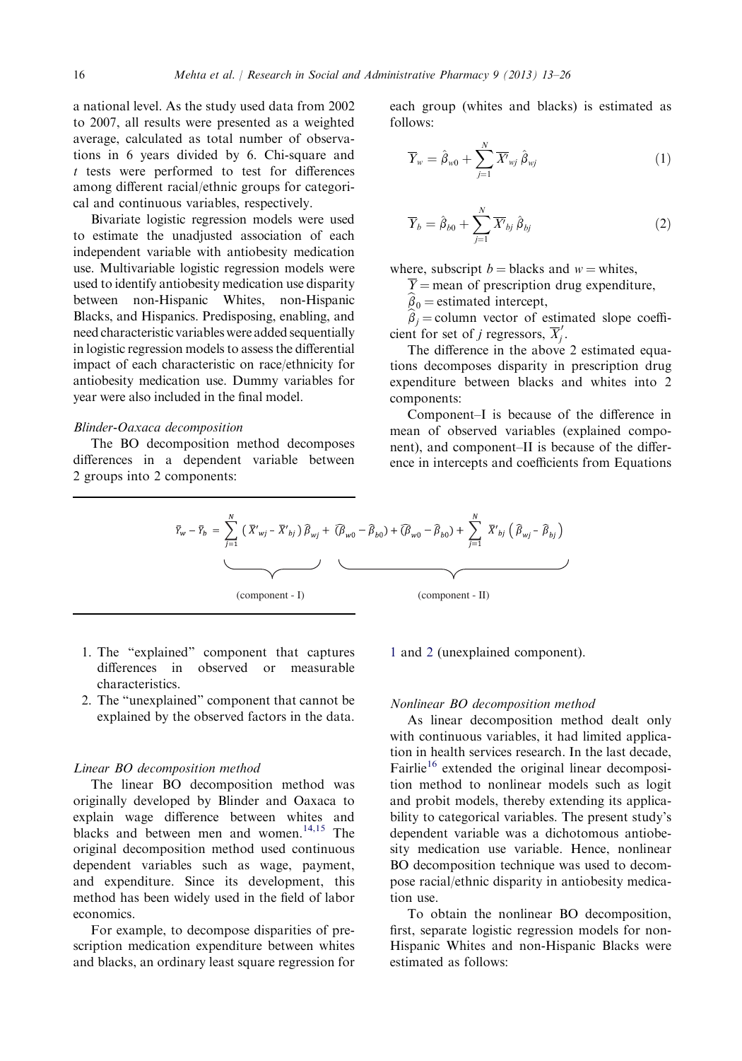a national level. As the study used data from 2002 to 2007, all results were presented as a weighted average, calculated as total number of observations in 6 years divided by 6. Chi-square and $t$ tests were performed to test for differences among different racial/ethnic groups for categorical and continuous variables, respectively.

Bivariate logistic regression models were used to estimate the unadjusted association of each independent variable with antiobesity medication use. Multivariable logistic regression models were used to identify antiobesity medication use disparity between non-Hispanic Whites, non-Hispanic Blacks, and Hispanics. Predisposing, enabling, and need characteristic variables were added sequentially in logistic regression models to assess the differential impact of each characteristic on race/ethnicity for antiobesity medication use. Dummy variables for year were also included in the final model.

*Blinder-Oaxaca decomposition*

The BO decomposition method decomposes differences in a dependent variable between 2 groups into 2 components:

1. The "explained" component that captures differences in observed or measurable characteristics.
2. The "unexplained" component that cannot be explained by the observed factors in the data.

*Linear BO decomposition method*

The linear BO decomposition method was originally developed by Blinder and Oaxaca to explain wage difference between whites and blacks and between men and women.[14,15] The original decomposition method used continuous dependent variables such as wage, payment, and expenditure. Since its development, this method has been widely used in the field of labor economics.

For example, to decompose disparities of prescription medication expenditure between whites and blacks, an ordinary least square regression for each group (whites and blacks) is estimated as follows:

$$\overline{Y}_w = \hat{\beta}_{w0} + \sum_{j=1}^{N} \overline{X'}_{wj}\,\hat{\beta}_{wj} \tag{1}$$

$$\overline{Y}_b = \hat{\beta}_{b0} + \sum_{j=1}^{N} \overline{X'}_{bj}\,\hat{\beta}_{bj} \tag{2}$$

where, subscript $b$ = blacks and $w$ = whites,

$\overline{Y}$ = mean of prescription drug expenditure,

$\widehat{\beta}_0$ = estimated intercept,

$\widehat{\beta}_j$ = column vector of estimated slope coefficient for set of $j$ regressors, $\overline{X}_j'$.

The difference in the above 2 estimated equations decomposes disparity in prescription drug expenditure between blacks and whites into 2 components:

Component–I is because of the difference in mean of observed variables (explained component), and component–II is because of the difference in intercepts and coefficients from Equations 1 and 2 (unexplained component).

$$\overline{Y}_w - \overline{Y}_b = \underbrace{\sum_{j=1}^{N} \left(\overline{X}'_{wj} - \overline{X}'_{bj}\right)\widehat{\beta}_{wj}}_{\text{(component - I)}} + \underbrace{(\widehat{\beta}_{w0} - \widehat{\beta}_{b0}) + (\widehat{\beta}_{w0} - \widehat{\beta}_{b0}) + \sum_{j=1}^{N} \overline{X}'_{bj}\left(\widehat{\beta}_{wj} - \widehat{\beta}_{bj}\right)}_{\text{(component - II)}}$$

*Nonlinear BO decomposition method*

As linear decomposition method dealt only with continuous variables, it had limited application in health services research. In the last decade, Fairlie[16] extended the original linear decomposition method to nonlinear models such as logit and probit models, thereby extending its applicability to categorical variables. The present study's dependent variable was a dichotomous antiobesity medication use variable. Hence, nonlinear BO decomposition technique was used to decompose racial/ethnic disparity in antiobesity medication use.

To obtain the nonlinear BO decomposition, first, separate logistic regression models for non-Hispanic Whites and non-Hispanic Blacks were estimated as follows: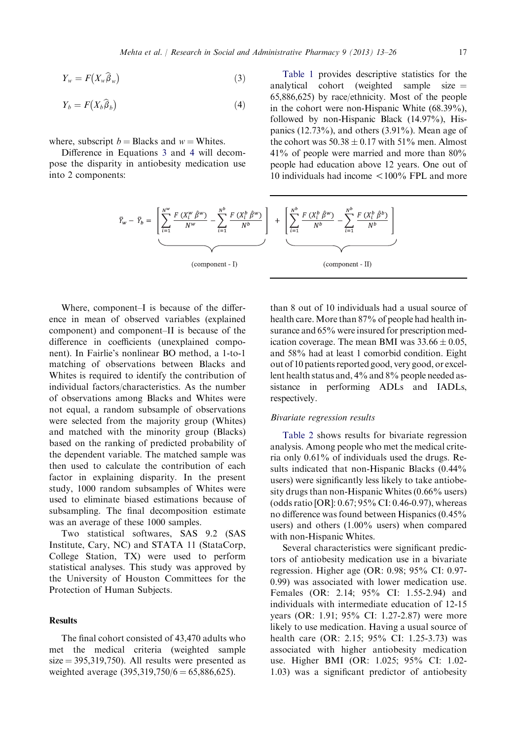$$Y_w = F\left(X_w \widehat{\beta}_w\right) \tag{3}$$

$$Y_b = F\left(X_b \widehat{\beta}_b\right) \tag{4}$$

where, subscript $b$ = Blacks and $w$ = Whites.

Difference in Equations 3 and 4 will decompose the disparity in antiobesity medication use into 2 components:

$$\bar{Y}_w - \bar{Y}_b = \underbrace{\left[\sum_{i=1}^{N^w} \frac{F\left(X_i^w \hat{\beta}^w\right)}{N^w} - \sum_{i=1}^{N^b} \frac{F\left(X_i^b \hat{\beta}^w\right)}{N^b}\right]}_{\text{(component - I)}} + \underbrace{\left[\sum_{i=1}^{N^b} \frac{F\left(X_i^b \hat{\beta}^w\right)}{N^b} - \sum_{i=1}^{N^b} \frac{F\left(X_i^b \hat{\beta}^b\right)}{N^b}\right]}_{\text{(component - II)}}$$

Where, component–I is because of the difference in mean of observed variables (explained component) and component–II is because of the difference in coefficients (unexplained component). In Fairlie's nonlinear BO method, a 1-to-1 matching of observations between Blacks and Whites is required to identify the contribution of individual factors/characteristics. As the number of observations among Blacks and Whites were not equal, a random subsample of observations were selected from the majority group (Whites) and matched with the minority group (Blacks) based on the ranking of predicted probability of the dependent variable. The matched sample was then used to calculate the contribution of each factor in explaining disparity. In the present study, 1000 random subsamples of Whites were used to eliminate biased estimations because of subsampling. The final decomposition estimate was an average of these 1000 samples.

Two statistical softwares, SAS 9.2 (SAS Institute, Cary, NC) and STATA 11 (StataCorp, College Station, TX) were used to perform statistical analyses. This study was approved by the University of Houston Committees for the Protection of Human Subjects.

## Results

The final cohort consisted of 43,470 adults who met the medical criteria (weighted sample size = 395,319,750). All results were presented as weighted average (395,319,750/6 = 65,886,625).

Table 1 provides descriptive statistics for the analytical cohort (weighted sample size = 65,886,625) by race/ethnicity. Most of the people in the cohort were non-Hispanic White (68.39%), followed by non-Hispanic Black (14.97%), Hispanics (12.73%), and others (3.91%). Mean age of the cohort was $50.38 \pm 0.17$ with 51% men. Almost 41% of people were married and more than 80% people had education above 12 years. One out of 10 individuals had income <100% FPL and more than 8 out of 10 individuals had a usual source of health care. More than 87% of people had health insurance and 65% were insured for prescription medication coverage. The mean BMI was $33.66 \pm 0.05$, and 58% had at least 1 comorbid condition. Eight out of 10 patients reported good, very good, or excellent health status and, 4% and 8% people needed assistance in performing ADLs and IADLs, respectively.

### *Bivariate regression results*

Table 2 shows results for bivariate regression analysis. Among people who met the medical criteria only 0.61% of individuals used the drugs. Results indicated that non-Hispanic Blacks (0.44% users) were significantly less likely to take antiobesity drugs than non-Hispanic Whites (0.66% users) (odds ratio [OR]: 0.67; 95% CI: 0.46-0.97), whereas no difference was found between Hispanics (0.45% users) and others (1.00% users) when compared with non-Hispanic Whites.

Several characteristics were significant predictors of antiobesity medication use in a bivariate regression. Higher age (OR: 0.98; 95% CI: 0.97-0.99) was associated with lower medication use. Females (OR: 2.14; 95% CI: 1.55-2.94) and individuals with intermediate education of 12-15 years (OR: 1.91; 95% CI: 1.27-2.87) were more likely to use medication. Having a usual source of health care (OR: 2.15; 95% CI: 1.25-3.73) was associated with higher antiobesity medication use. Higher BMI (OR: 1.025; 95% CI: 1.02-1.03) was a significant predictor of antiobesity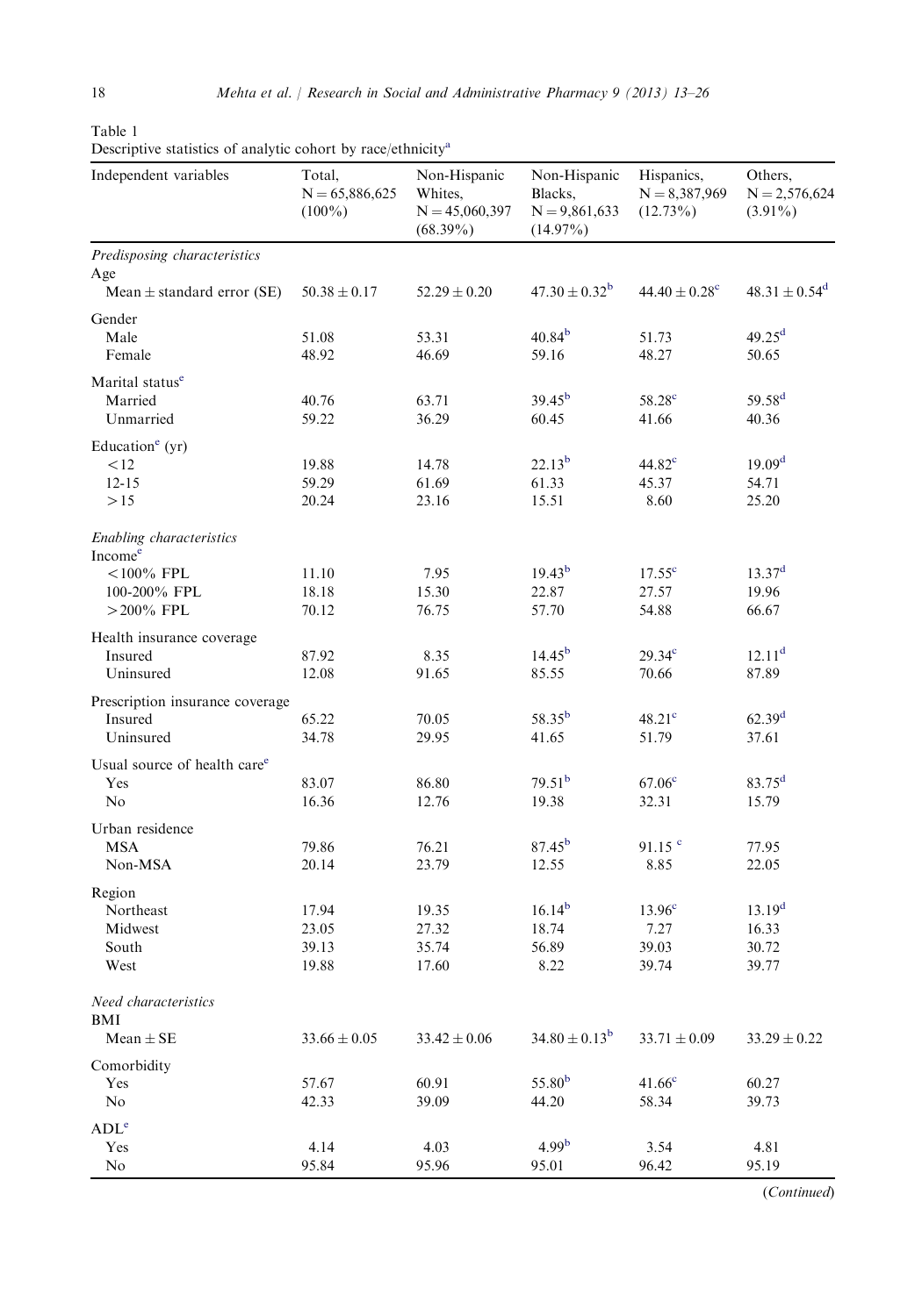Table 1
Descriptive statistics of analytic cohort by race/ethnicity[a]

| Independent variables | Total, N = 65,886,625 (100%) | Non-Hispanic Whites, N = 45,060,397 (68.39%) | Non-Hispanic Blacks, N = 9,861,633 (14.97%) | Hispanics, N = 8,387,969 (12.73%) | Others, N = 2,576,624 (3.91%) |
|---|---|---|---|---|---|
| *Predisposing characteristics* | | | | | |
| Age | | | | | |
| Mean ± standard error (SE) | 50.38 ± 0.17 | 52.29 ± 0.20 | 47.30 ± 0.32[b] | 44.40 ± 0.28[c] | 48.31 ± 0.54[d] |
| Gender | | | | | |
| Male | 51.08 | 53.31 | 40.84[b] | 51.73 | 49.25[d] |
| Female | 48.92 | 46.69 | 59.16 | 48.27 | 50.65 |
| Marital status[e] | | | | | |
| Married | 40.76 | 63.71 | 39.45[b] | 58.28[c] | 59.58[d] |
| Unmarried | 59.22 | 36.29 | 60.45 | 41.66 | 40.36 |
| Education[e] (yr) | | | | | |
| <12 | 19.88 | 14.78 | 22.13[b] | 44.82[c] | 19.09[d] |
| 12-15 | 59.29 | 61.69 | 61.33 | 45.37 | 54.71 |
| >15 | 20.24 | 23.16 | 15.51 | 8.60 | 25.20 |
| *Enabling characteristics* | | | | | |
| Income[e] | | | | | |
| <100% FPL | 11.10 | 7.95 | 19.43[b] | 17.55[c] | 13.37[d] |
| 100-200% FPL | 18.18 | 15.30 | 22.87 | 27.57 | 19.96 |
| >200% FPL | 70.12 | 76.75 | 57.70 | 54.88 | 66.67 |
| Health insurance coverage | | | | | |
| Insured | 87.92 | 8.35 | 14.45[b] | 29.34[c] | 12.11[d] |
| Uninsured | 12.08 | 91.65 | 85.55 | 70.66 | 87.89 |
| Prescription insurance coverage | | | | | |
| Insured | 65.22 | 70.05 | 58.35[b] | 48.21[c] | 62.39[d] |
| Uninsured | 34.78 | 29.95 | 41.65 | 51.79 | 37.61 |
| Usual source of health care[e] | | | | | |
| Yes | 83.07 | 86.80 | 79.51[b] | 67.06[c] | 83.75[d] |
| No | 16.36 | 12.76 | 19.38 | 32.31 | 15.79 |
| Urban residence | | | | | |
| MSA | 79.86 | 76.21 | 87.45[b] | 91.15 [c] | 77.95 |
| Non-MSA | 20.14 | 23.79 | 12.55 | 8.85 | 22.05 |
| Region | | | | | |
| Northeast | 17.94 | 19.35 | 16.14[b] | 13.96[c] | 13.19[d] |
| Midwest | 23.05 | 27.32 | 18.74 | 7.27 | 16.33 |
| South | 39.13 | 35.74 | 56.89 | 39.03 | 30.72 |
| West | 19.88 | 17.60 | 8.22 | 39.74 | 39.77 |
| *Need characteristics* | | | | | |
| BMI | | | | | |
| Mean ± SE | 33.66 ± 0.05 | 33.42 ± 0.06 | 34.80 ± 0.13[b] | 33.71 ± 0.09 | 33.29 ± 0.22 |
| Comorbidity | | | | | |
| Yes | 57.67 | 60.91 | 55.80[b] | 41.66[c] | 60.27 |
| No | 42.33 | 39.09 | 44.20 | 58.34 | 39.73 |
| ADL[e] | | | | | |
| Yes | 4.14 | 4.03 | 4.99[b] | 3.54 | 4.81 |
| No | 95.84 | 95.96 | 95.01 | 96.42 | 95.19 |

(*Continued*)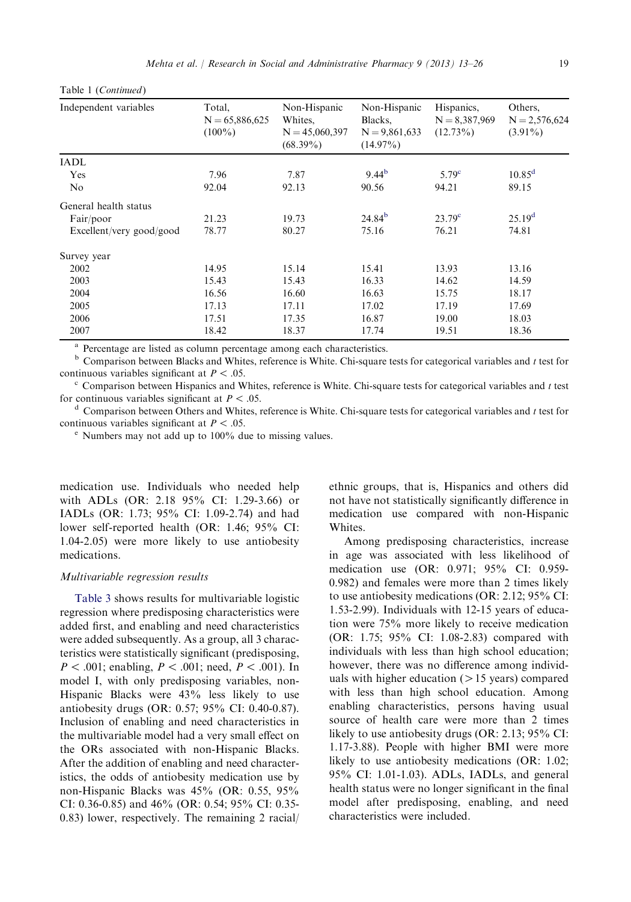Table 1 (*Continued*)

| Independent variables | Total, N = 65,886,625 (100%) | Non-Hispanic Whites, N = 45,060,397 (68.39%) | Non-Hispanic Blacks, N = 9,861,633 (14.97%) | Hispanics, N = 8,387,969 (12.73%) | Others, N = 2,576,624 (3.91%) |
|---|---|---|---|---|---|
| IADL | | | | | |
| Yes | 7.96 | 7.87 | 9.44[b] | 5.79[c] | 10.85[d] |
| No | 92.04 | 92.13 | 90.56 | 94.21 | 89.15 |
| General health status | | | | | |
| Fair/poor | 21.23 | 19.73 | 24.84[b] | 23.79[c] | 25.19[d] |
| Excellent/very good/good | 78.77 | 80.27 | 75.16 | 76.21 | 74.81 |
| Survey year | | | | | |
| 2002 | 14.95 | 15.14 | 15.41 | 13.93 | 13.16 |
| 2003 | 15.43 | 15.43 | 16.33 | 14.62 | 14.59 |
| 2004 | 16.56 | 16.60 | 16.63 | 15.75 | 18.17 |
| 2005 | 17.13 | 17.11 | 17.02 | 17.19 | 17.69 |
| 2006 | 17.51 | 17.35 | 16.87 | 19.00 | 18.03 |
| 2007 | 18.42 | 18.37 | 17.74 | 19.51 | 18.36 |

[a] Percentage are listed as column percentage among each characteristics.

[b] Comparison between Blacks and Whites, reference is White. Chi-square tests for categorical variables and *t* test for continuous variables significant at $P < .05$.

[c] Comparison between Hispanics and Whites, reference is White. Chi-square tests for categorical variables and *t* test for continuous variables significant at $P < .05$.

[d] Comparison between Others and Whites, reference is White. Chi-square tests for categorical variables and *t* test for continuous variables significant at $P < .05$.

[e] Numbers may not add up to 100% due to missing values.

medication use. Individuals who needed help with ADLs (OR: 2.18 95% CI: 1.29-3.66) or IADLs (OR: 1.73; 95% CI: 1.09-2.74) and had lower self-reported health (OR: 1.46; 95% CI: 1.04-2.05) were more likely to use antiobesity medications.

### Multivariable regression results

Table 3 shows results for multivariable logistic regression where predisposing characteristics were added first, and enabling and need characteristics were added subsequently. As a group, all 3 characteristics were statistically significant (predisposing, $P < .001$; enabling, $P < .001$; need, $P < .001$). In model I, with only predisposing variables, non-Hispanic Blacks were 43% less likely to use antiobesity drugs (OR: 0.57; 95% CI: 0.40-0.87). Inclusion of enabling and need characteristics in the multivariable model had a very small effect on the ORs associated with non-Hispanic Blacks. After the addition of enabling and need characteristics, the odds of antiobesity medication use by non-Hispanic Blacks was 45% (OR: 0.55, 95% CI: 0.36-0.85) and 46% (OR: 0.54; 95% CI: 0.35-0.83) lower, respectively. The remaining 2 racial/ethnic groups, that is, Hispanics and others did not have not statistically significantly difference in medication use compared with non-Hispanic Whites.

Among predisposing characteristics, increase in age was associated with less likelihood of medication use (OR: 0.971; 95% CI: 0.959-0.982) and females were more than 2 times likely to use antiobesity medications (OR: 2.12; 95% CI: 1.53-2.99). Individuals with 12-15 years of education were 75% more likely to receive medication (OR: 1.75; 95% CI: 1.08-2.83) compared with individuals with less than high school education; however, there was no difference among individuals with higher education (>15 years) compared with less than high school education. Among enabling characteristics, persons having usual source of health care were more than 2 times likely to use antiobesity drugs (OR: 2.13; 95% CI: 1.17-3.88). People with higher BMI were more likely to use antiobesity medications (OR: 1.02; 95% CI: 1.01-1.03). ADLs, IADLs, and general health status were no longer significant in the final model after predisposing, enabling, and need characteristics were included.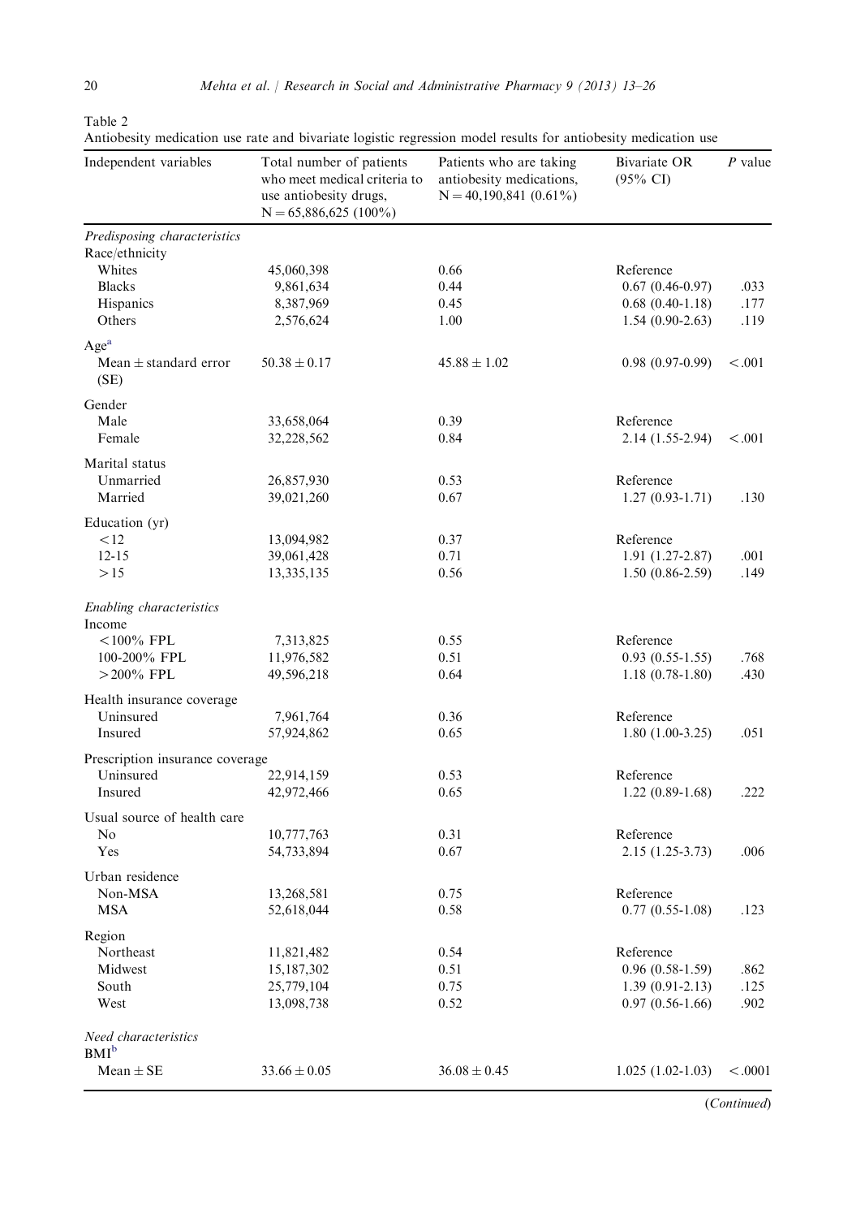Table 2

Antiobesity medication use rate and bivariate logistic regression model results for antiobesity medication use

| Independent variables | Total number of patients who meet medical criteria to use antiobesity drugs, N = 65,886,625 (100%) | Patients who are taking antiobesity medications, N = 40,190,841 (0.61%) | Bivariate OR (95% CI) | *P* value |
|---|---|---|---|---|
| *Predisposing characteristics* | | | | |
| Race/ethnicity | | | | |
| Whites | 45,060,398 | 0.66 | Reference | |
| Blacks | 9,861,634 | 0.44 | 0.67 (0.46-0.97) | .033 |
| Hispanics | 8,387,969 | 0.45 | 0.68 (0.40-1.18) | .177 |
| Others | 2,576,624 | 1.00 | 1.54 (0.90-2.63) | .119 |
| Age[a] | | | | |
| Mean ± standard error (SE) | 50.38 ± 0.17 | 45.88 ± 1.02 | 0.98 (0.97-0.99) | <.001 |
| Gender | | | | |
| Male | 33,658,064 | 0.39 | Reference | |
| Female | 32,228,562 | 0.84 | 2.14 (1.55-2.94) | <.001 |
| Marital status | | | | |
| Unmarried | 26,857,930 | 0.53 | Reference | |
| Married | 39,021,260 | 0.67 | 1.27 (0.93-1.71) | .130 |
| Education (yr) | | | | |
| <12 | 13,094,982 | 0.37 | Reference | |
| 12-15 | 39,061,428 | 0.71 | 1.91 (1.27-2.87) | .001 |
| >15 | 13,335,135 | 0.56 | 1.50 (0.86-2.59) | .149 |
| *Enabling characteristics* | | | | |
| Income | | | | |
| <100% FPL | 7,313,825 | 0.55 | Reference | |
| 100-200% FPL | 11,976,582 | 0.51 | 0.93 (0.55-1.55) | .768 |
| >200% FPL | 49,596,218 | 0.64 | 1.18 (0.78-1.80) | .430 |
| Health insurance coverage | | | | |
| Uninsured | 7,961,764 | 0.36 | Reference | |
| Insured | 57,924,862 | 0.65 | 1.80 (1.00-3.25) | .051 |
| Prescription insurance coverage | | | | |
| Uninsured | 22,914,159 | 0.53 | Reference | |
| Insured | 42,972,466 | 0.65 | 1.22 (0.89-1.68) | .222 |
| Usual source of health care | | | | |
| No | 10,777,763 | 0.31 | Reference | |
| Yes | 54,733,894 | 0.67 | 2.15 (1.25-3.73) | .006 |
| Urban residence | | | | |
| Non-MSA | 13,268,581 | 0.75 | Reference | |
| MSA | 52,618,044 | 0.58 | 0.77 (0.55-1.08) | .123 |
| Region | | | | |
| Northeast | 11,821,482 | 0.54 | Reference | |
| Midwest | 15,187,302 | 0.51 | 0.96 (0.58-1.59) | .862 |
| South | 25,779,104 | 0.75 | 1.39 (0.91-2.13) | .125 |
| West | 13,098,738 | 0.52 | 0.97 (0.56-1.66) | .902 |
| *Need characteristics* | | | | |
| BMI[b] | | | | |
| Mean ± SE | 33.66 ± 0.05 | 36.08 ± 0.45 | 1.025 (1.02-1.03) | <.0001 |

(*Continued*)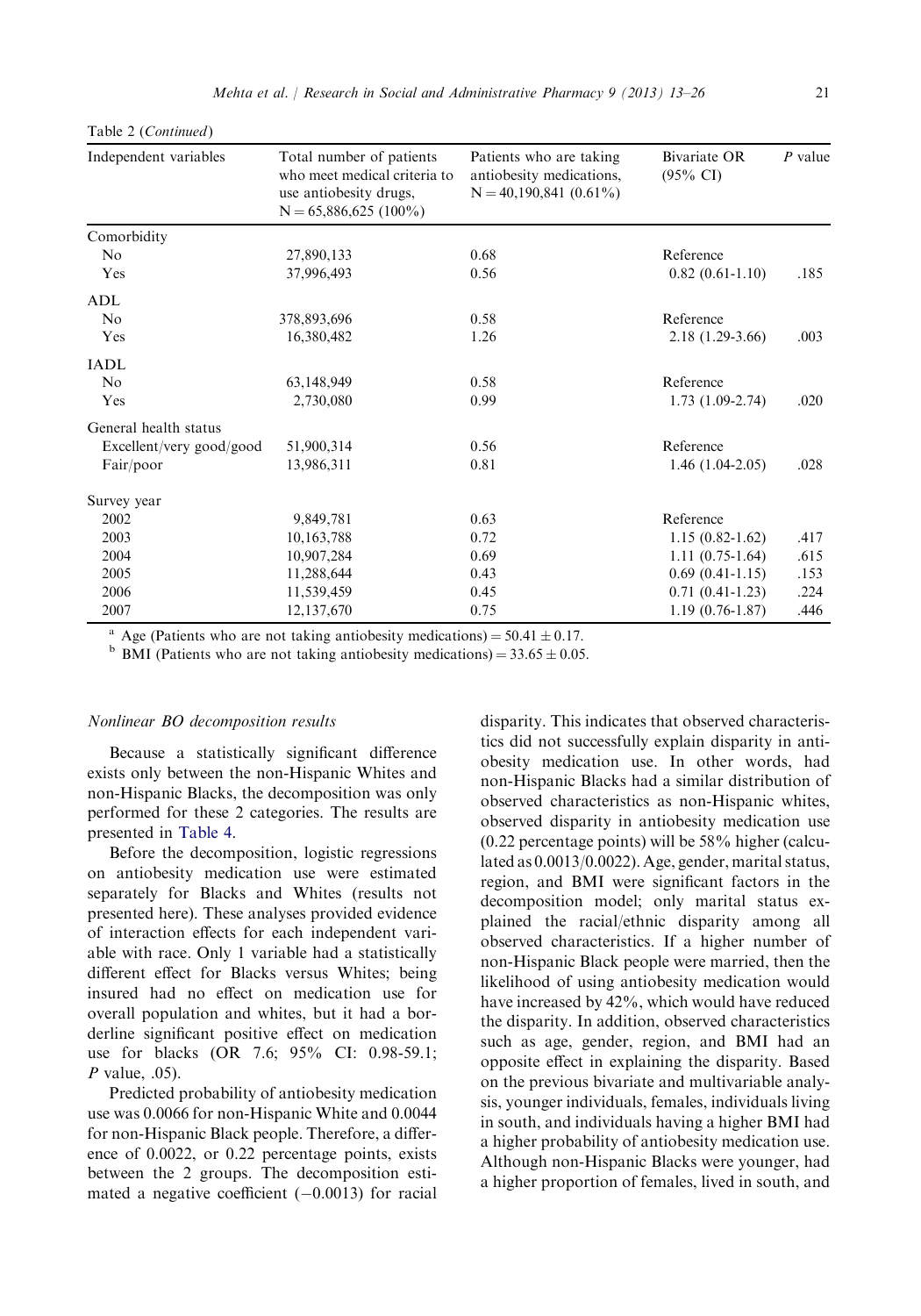Table 2 (*Continued*)

| Independent variables | Total number of patients who meet medical criteria to use antiobesity drugs, N = 65,886,625 (100%) | Patients who are taking antiobesity medications, N = 40,190,841 (0.61%) | Bivariate OR (95% CI) | *P* value |
|---|---|---|---|---|
| Comorbidity | | | | |
| No | 27,890,133 | 0.68 | Reference | |
| Yes | 37,996,493 | 0.56 | 0.82 (0.61-1.10) | .185 |
| ADL | | | | |
| No | 378,893,696 | 0.58 | Reference | |
| Yes | 16,380,482 | 1.26 | 2.18 (1.29-3.66) | .003 |
| IADL | | | | |
| No | 63,148,949 | 0.58 | Reference | |
| Yes | 2,730,080 | 0.99 | 1.73 (1.09-2.74) | .020 |
| General health status | | | | |
| Excellent/very good/good | 51,900,314 | 0.56 | Reference | |
| Fair/poor | 13,986,311 | 0.81 | 1.46 (1.04-2.05) | .028 |
| Survey year | | | | |
| 2002 | 9,849,781 | 0.63 | Reference | |
| 2003 | 10,163,788 | 0.72 | 1.15 (0.82-1.62) | .417 |
| 2004 | 10,907,284 | 0.69 | 1.11 (0.75-1.64) | .615 |
| 2005 | 11,288,644 | 0.43 | 0.69 (0.41-1.15) | .153 |
| 2006 | 11,539,459 | 0.45 | 0.71 (0.41-1.23) | .224 |
| 2007 | 12,137,670 | 0.75 | 1.19 (0.76-1.87) | .446 |

[a] Age (Patients who are not taking antiobesity medications) = $50.41 \pm 0.17$.
[b] BMI (Patients who are not taking antiobesity medications) = $33.65 \pm 0.05$.

### *Nonlinear BO decomposition results*

Because a statistically significant difference exists only between the non-Hispanic Whites and non-Hispanic Blacks, the decomposition was only performed for these 2 categories. The results are presented in Table 4.

Before the decomposition, logistic regressions on antiobesity medication use were estimated separately for Blacks and Whites (results not presented here). These analyses provided evidence of interaction effects for each independent variable with race. Only 1 variable had a statistically different effect for Blacks versus Whites; being insured had no effect on medication use for overall population and whites, but it had a borderline significant positive effect on medication use for blacks (OR 7.6; 95% CI: 0.98-59.1; *P* value, .05).

Predicted probability of antiobesity medication use was 0.0066 for non-Hispanic White and 0.0044 for non-Hispanic Black people. Therefore, a difference of 0.0022, or 0.22 percentage points, exists between the 2 groups. The decomposition estimated a negative coefficient (−0.0013) for racial disparity. This indicates that observed characteristics did not successfully explain disparity in antiobesity medication use. In other words, had non-Hispanic Blacks had a similar distribution of observed characteristics as non-Hispanic whites, observed disparity in antiobesity medication use (0.22 percentage points) will be 58% higher (calculated as 0.0013/0.0022). Age, gender, marital status, region, and BMI were significant factors in the decomposition model; only marital status explained the racial/ethnic disparity among all observed characteristics. If a higher number of non-Hispanic Black people were married, then the likelihood of using antiobesity medication would have increased by 42%, which would have reduced the disparity. In addition, observed characteristics such as age, gender, region, and BMI had an opposite effect in explaining the disparity. Based on the previous bivariate and multivariable analysis, younger individuals, females, individuals living in south, and individuals having a higher BMI had a higher probability of antiobesity medication use. Although non-Hispanic Blacks were younger, had a higher proportion of females, lived in south, and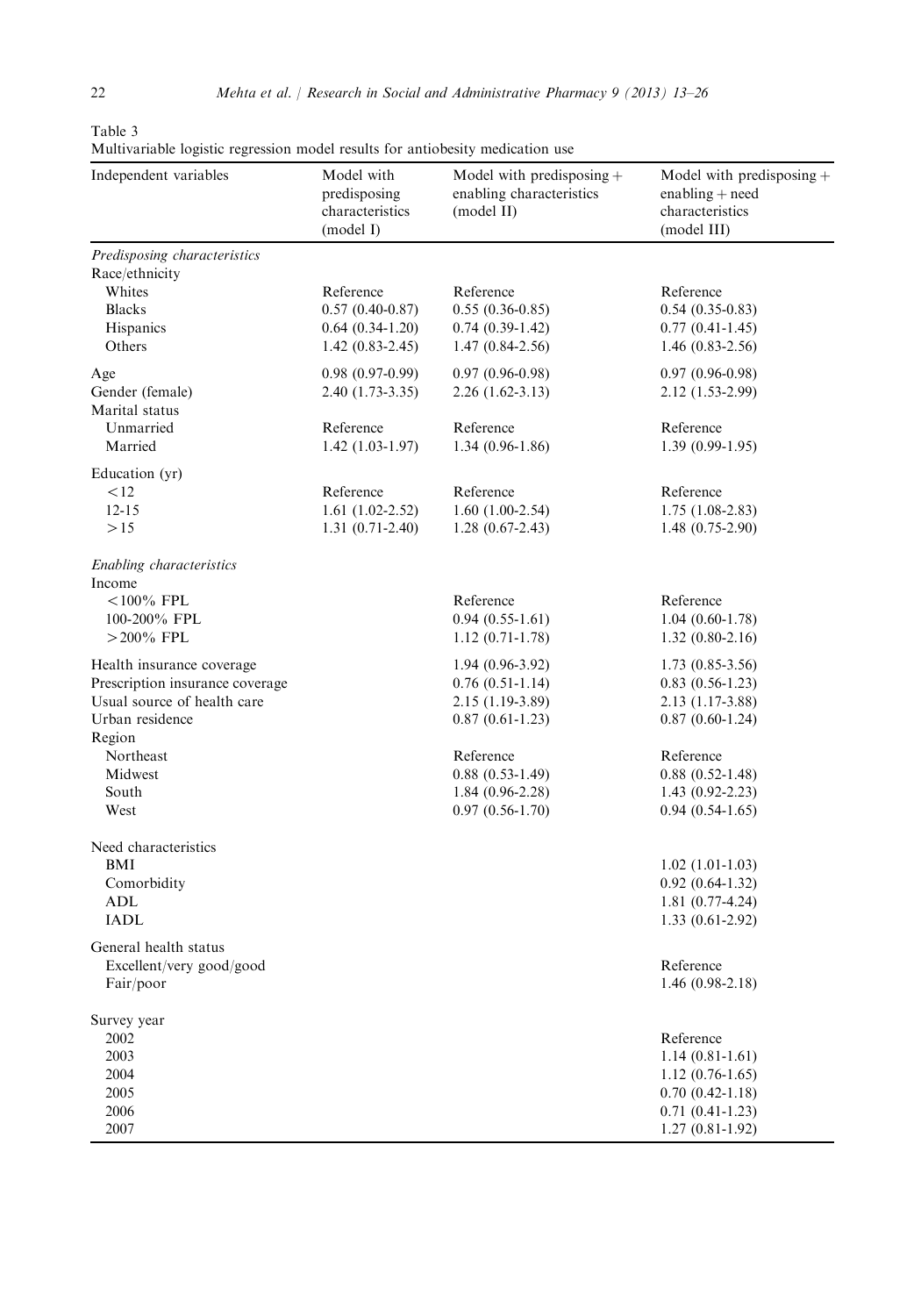Table 3
Multivariable logistic regression model results for antiobesity medication use

| Independent variables | Model with predisposing characteristics (model I) | Model with predisposing + enabling characteristics (model II) | Model with predisposing + enabling + need characteristics (model III) |
|---|---|---|---|
| *Predisposing characteristics* | | | |
| Race/ethnicity | | | |
| Whites | Reference | Reference | Reference |
| Blacks | 0.57 (0.40-0.87) | 0.55 (0.36-0.85) | 0.54 (0.35-0.83) |
| Hispanics | 0.64 (0.34-1.20) | 0.74 (0.39-1.42) | 0.77 (0.41-1.45) |
| Others | 1.42 (0.83-2.45) | 1.47 (0.84-2.56) | 1.46 (0.83-2.56) |
| Age | 0.98 (0.97-0.99) | 0.97 (0.96-0.98) | 0.97 (0.96-0.98) |
| Gender (female) | 2.40 (1.73-3.35) | 2.26 (1.62-3.13) | 2.12 (1.53-2.99) |
| Marital status | | | |
| Unmarried | Reference | Reference | Reference |
| Married | 1.42 (1.03-1.97) | 1.34 (0.96-1.86) | 1.39 (0.99-1.95) |
| Education (yr) | | | |
| <12 | Reference | Reference | Reference |
| 12-15 | 1.61 (1.02-2.52) | 1.60 (1.00-2.54) | 1.75 (1.08-2.83) |
| >15 | 1.31 (0.71-2.40) | 1.28 (0.67-2.43) | 1.48 (0.75-2.90) |
| *Enabling characteristics* | | | |
| Income | | | |
| <100% FPL | | Reference | Reference |
| 100-200% FPL | | 0.94 (0.55-1.61) | 1.04 (0.60-1.78) |
| >200% FPL | | 1.12 (0.71-1.78) | 1.32 (0.80-2.16) |
| Health insurance coverage | | 1.94 (0.96-3.92) | 1.73 (0.85-3.56) |
| Prescription insurance coverage | | 0.76 (0.51-1.14) | 0.83 (0.56-1.23) |
| Usual source of health care | | 2.15 (1.19-3.89) | 2.13 (1.17-3.88) |
| Urban residence | | 0.87 (0.61-1.23) | 0.87 (0.60-1.24) |
| Region | | | |
| Northeast | | Reference | Reference |
| Midwest | | 0.88 (0.53-1.49) | 0.88 (0.52-1.48) |
| South | | 1.84 (0.96-2.28) | 1.43 (0.92-2.23) |
| West | | 0.97 (0.56-1.70) | 0.94 (0.54-1.65) |
| Need characteristics | | | |
| BMI | | | 1.02 (1.01-1.03) |
| Comorbidity | | | 0.92 (0.64-1.32) |
| ADL | | | 1.81 (0.77-4.24) |
| IADL | | | 1.33 (0.61-2.92) |
| General health status | | | |
| Excellent/very good/good | | | Reference |
| Fair/poor | | | 1.46 (0.98-2.18) |
| Survey year | | | |
| 2002 | | | Reference |
| 2003 | | | 1.14 (0.81-1.61) |
| 2004 | | | 1.12 (0.76-1.65) |
| 2005 | | | 0.70 (0.42-1.18) |
| 2006 | | | 0.71 (0.41-1.23) |
| 2007 | | | 1.27 (0.81-1.92) |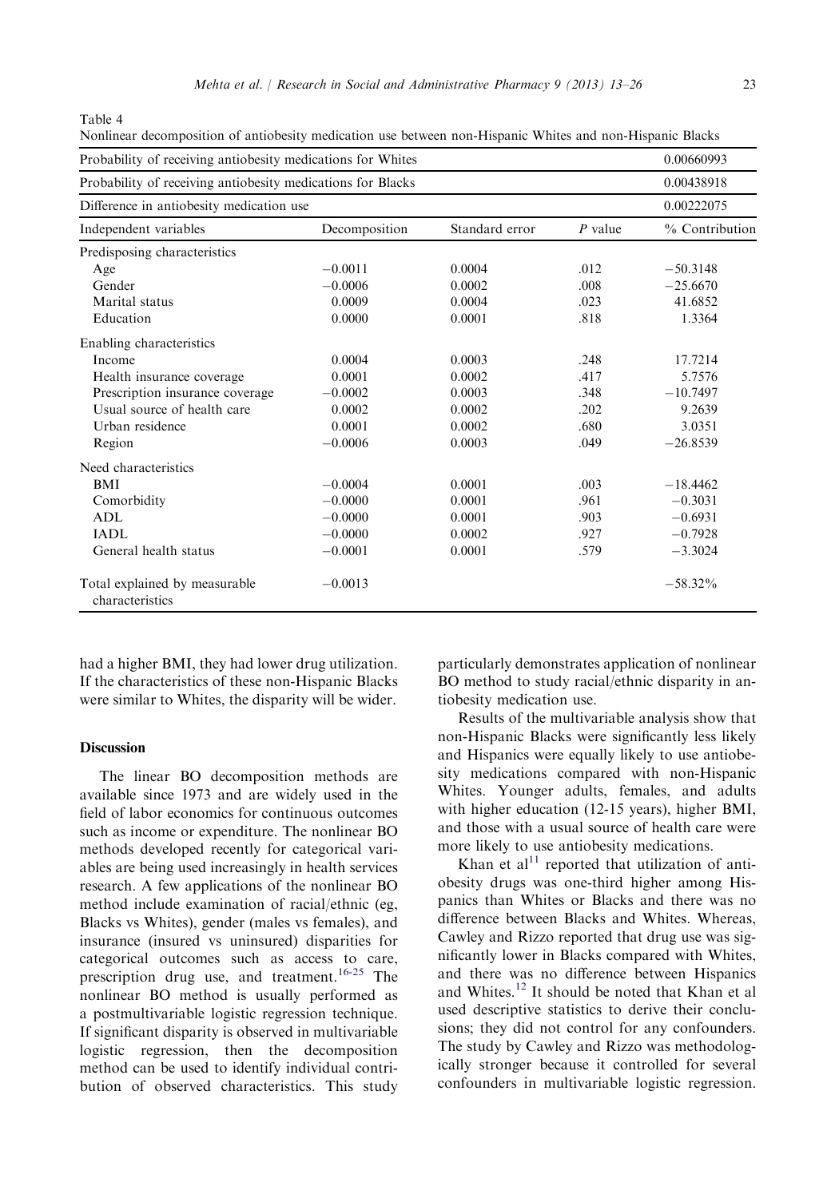Table 4

Nonlinear decomposition of antiobesity medication use between non-Hispanic Whites and non-Hispanic Blacks

| Probability of receiving antiobesity medications for Whites | | | | 0.00660993 |
|---|---|---|---|---|
| Probability of receiving antiobesity medications for Blacks | | | | 0.00438918 |
| Difference in antiobesity medication use | | | | 0.00222075 |
| Independent variables | Decomposition | Standard error | *P* value | % Contribution |
| Predisposing characteristics | | | | |
| Age | −0.0011 | 0.0004 | .012 | −50.3148 |
| Gender | −0.0006 | 0.0002 | .008 | −25.6670 |
| Marital status | 0.0009 | 0.0004 | .023 | 41.6852 |
| Education | 0.0000 | 0.0001 | .818 | 1.3364 |
| Enabling characteristics | | | | |
| Income | 0.0004 | 0.0003 | .248 | 17.7214 |
| Health insurance coverage | 0.0001 | 0.0002 | .417 | 5.7576 |
| Prescription insurance coverage | −0.0002 | 0.0003 | .348 | −10.7497 |
| Usual source of health care | 0.0002 | 0.0002 | .202 | 9.2639 |
| Urban residence | 0.0001 | 0.0002 | .680 | 3.0351 |
| Region | −0.0006 | 0.0003 | .049 | −26.8539 |
| Need characteristics | | | | |
| BMI | −0.0004 | 0.0001 | .003 | −18.4462 |
| Comorbidity | −0.0000 | 0.0001 | .961 | −0.3031 |
| ADL | −0.0000 | 0.0001 | .903 | −0.6931 |
| IADL | −0.0000 | 0.0002 | .927 | −0.7928 |
| General health status | −0.0001 | 0.0001 | .579 | −3.3024 |
| Total explained by measurable characteristics | −0.0013 | | | −58.32% |

had a higher BMI, they had lower drug utilization. If the characteristics of these non-Hispanic Blacks were similar to Whites, the disparity will be wider.

## Discussion

The linear BO decomposition methods are available since 1973 and are widely used in the field of labor economics for continuous outcomes such as income or expenditure. The nonlinear BO methods developed recently for categorical variables are being used increasingly in health services research. A few applications of the nonlinear BO method include examination of racial/ethnic (eg, Blacks vs Whites), gender (males vs females), and insurance (insured vs uninsured) disparities for categorical outcomes such as access to care, prescription drug use, and treatment.[16-25] The nonlinear BO method is usually performed as a postmultivariable logistic regression technique. If significant disparity is observed in multivariable logistic regression, then the decomposition method can be used to identify individual contribution of observed characteristics. This study particularly demonstrates application of nonlinear BO method to study racial/ethnic disparity in antiobesity medication use.

Results of the multivariable analysis show that non-Hispanic Blacks were significantly less likely and Hispanics were equally likely to use antiobesity medications compared with non-Hispanic Whites. Younger adults, females, and adults with higher education (12-15 years), higher BMI, and those with a usual source of health care were more likely to use antiobesity medications.

Khan et al[11] reported that utilization of antiobesity drugs was one-third higher among Hispanics than Whites or Blacks and there was no difference between Blacks and Whites. Whereas, Cawley and Rizzo reported that drug use was significantly lower in Blacks compared with Whites, and there was no difference between Hispanics and Whites.[12] It should be noted that Khan et al used descriptive statistics to derive their conclusions; they did not control for any confounders. The study by Cawley and Rizzo was methodologically stronger because it controlled for several confounders in multivariable logistic regression.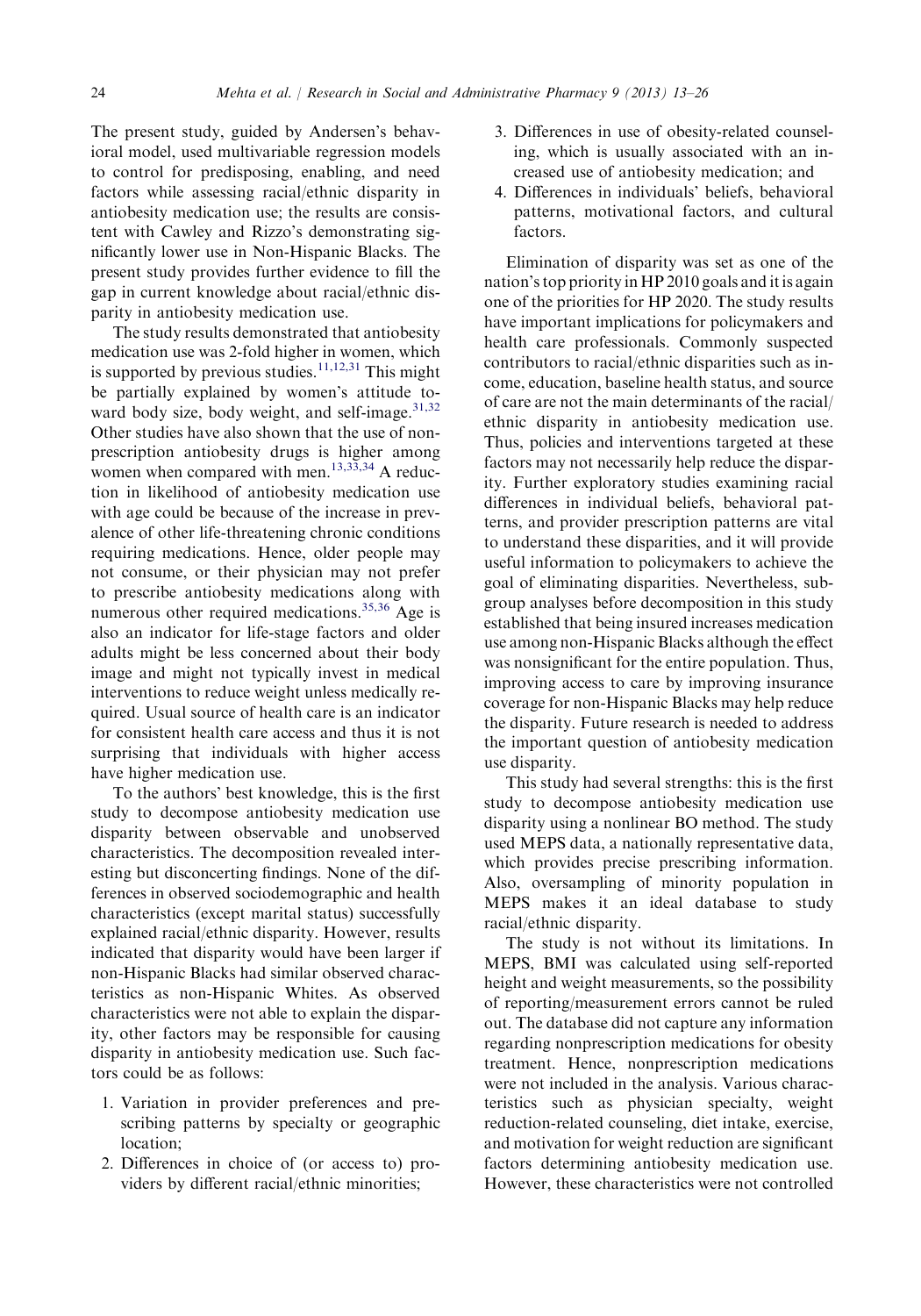The present study, guided by Andersen's behavioral model, used multivariable regression models to control for predisposing, enabling, and need factors while assessing racial/ethnic disparity in antiobesity medication use; the results are consistent with Cawley and Rizzo's demonstrating significantly lower use in Non-Hispanic Blacks. The present study provides further evidence to fill the gap in current knowledge about racial/ethnic disparity in antiobesity medication use.

The study results demonstrated that antiobesity medication use was 2-fold higher in women, which is supported by previous studies.[11,12,31] This might be partially explained by women's attitude toward body size, body weight, and self-image.[31,32] Other studies have also shown that the use of nonprescription antiobesity drugs is higher among women when compared with men.[13,33,34] A reduction in likelihood of antiobesity medication use with age could be because of the increase in prevalence of other life-threatening chronic conditions requiring medications. Hence, older people may not consume, or their physician may not prefer to prescribe antiobesity medications along with numerous other required medications.[35,36] Age is also an indicator for life-stage factors and older adults might be less concerned about their body image and might not typically invest in medical interventions to reduce weight unless medically required. Usual source of health care is an indicator for consistent health care access and thus it is not surprising that individuals with higher access have higher medication use.

To the authors' best knowledge, this is the first study to decompose antiobesity medication use disparity between observable and unobserved characteristics. The decomposition revealed interesting but disconcerting findings. None of the differences in observed sociodemographic and health characteristics (except marital status) successfully explained racial/ethnic disparity. However, results indicated that disparity would have been larger if non-Hispanic Blacks had similar observed characteristics as non-Hispanic Whites. As observed characteristics were not able to explain the disparity, other factors may be responsible for causing disparity in antiobesity medication use. Such factors could be as follows:

1. Variation in provider preferences and prescribing patterns by specialty or geographic location;
2. Differences in choice of (or access to) providers by different racial/ethnic minorities;
3. Differences in use of obesity-related counseling, which is usually associated with an increased use of antiobesity medication; and
4. Differences in individuals' beliefs, behavioral patterns, motivational factors, and cultural factors.

Elimination of disparity was set as one of the nation's top priority in HP 2010 goals and it is again one of the priorities for HP 2020. The study results have important implications for policymakers and health care professionals. Commonly suspected contributors to racial/ethnic disparities such as income, education, baseline health status, and source of care are not the main determinants of the racial/ethnic disparity in antiobesity medication use. Thus, policies and interventions targeted at these factors may not necessarily help reduce the disparity. Further exploratory studies examining racial differences in individual beliefs, behavioral patterns, and provider prescription patterns are vital to understand these disparities, and it will provide useful information to policymakers to achieve the goal of eliminating disparities. Nevertheless, subgroup analyses before decomposition in this study established that being insured increases medication use among non-Hispanic Blacks although the effect was nonsignificant for the entire population. Thus, improving access to care by improving insurance coverage for non-Hispanic Blacks may help reduce the disparity. Future research is needed to address the important question of antiobesity medication use disparity.

This study had several strengths: this is the first study to decompose antiobesity medication use disparity using a nonlinear BO method. The study used MEPS data, a nationally representative data, which provides precise prescribing information. Also, oversampling of minority population in MEPS makes it an ideal database to study racial/ethnic disparity.

The study is not without its limitations. In MEPS, BMI was calculated using self-reported height and weight measurements, so the possibility of reporting/measurement errors cannot be ruled out. The database did not capture any information regarding nonprescription medications for obesity treatment. Hence, nonprescription medications were not included in the analysis. Various characteristics such as physician specialty, weight reduction-related counseling, diet intake, exercise, and motivation for weight reduction are significant factors determining antiobesity medication use. However, these characteristics were not controlled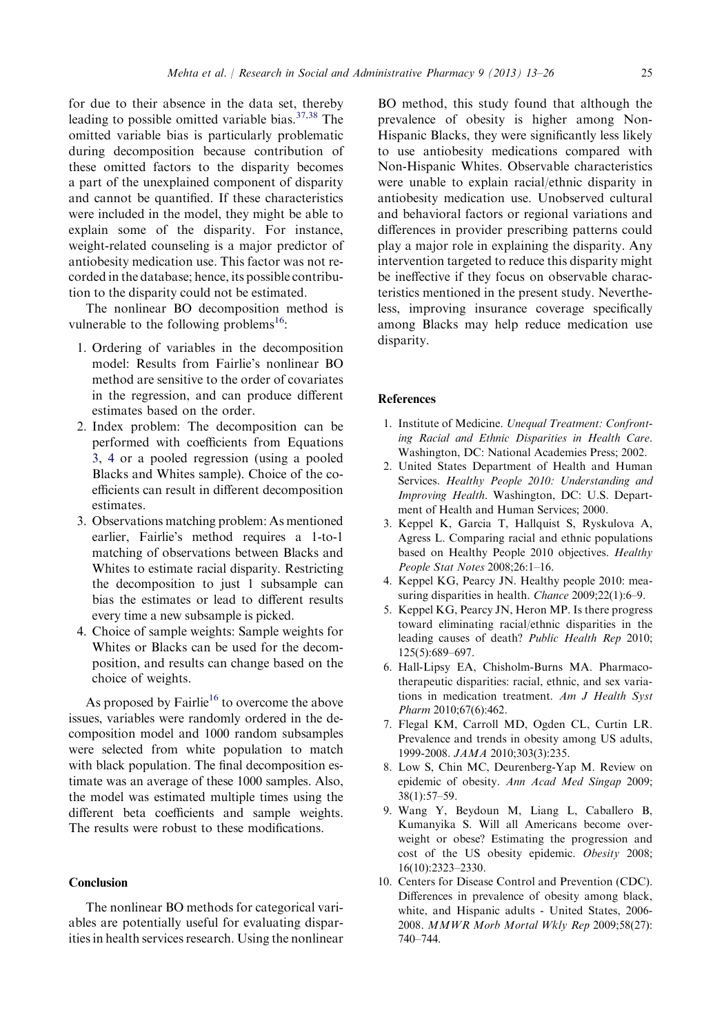for due to their absence in the data set, thereby leading to possible omitted variable bias.[37,38] The omitted variable bias is particularly problematic during decomposition because contribution of these omitted factors to the disparity becomes a part of the unexplained component of disparity and cannot be quantified. If these characteristics were included in the model, they might be able to explain some of the disparity. For instance, weight-related counseling is a major predictor of antiobesity medication use. This factor was not recorded in the database; hence, its possible contribution to the disparity could not be estimated.

The nonlinear BO decomposition method is vulnerable to the following problems[16]:

1. Ordering of variables in the decomposition model: Results from Fairlie's nonlinear BO method are sensitive to the order of covariates in the regression, and can produce different estimates based on the order.
2. Index problem: The decomposition can be performed with coefficients from Equations 3, 4 or a pooled regression (using a pooled Blacks and Whites sample). Choice of the coefficients can result in different decomposition estimates.
3. Observations matching problem: As mentioned earlier, Fairlie's method requires a 1-to-1 matching of observations between Blacks and Whites to estimate racial disparity. Restricting the decomposition to just 1 subsample can bias the estimates or lead to different results every time a new subsample is picked.
4. Choice of sample weights: Sample weights for Whites or Blacks can be used for the decomposition, and results can change based on the choice of weights.

As proposed by Fairlie[16] to overcome the above issues, variables were randomly ordered in the decomposition model and 1000 random subsamples were selected from white population to match with black population. The final decomposition estimate was an average of these 1000 samples. Also, the model was estimated multiple times using the different beta coefficients and sample weights. The results were robust to these modifications.

## Conclusion

The nonlinear BO methods for categorical variables are potentially useful for evaluating disparities in health services research. Using the nonlinear BO method, this study found that although the prevalence of obesity is higher among Non-Hispanic Blacks, they were significantly less likely to use antiobesity medications compared with Non-Hispanic Whites. Observable characteristics were unable to explain racial/ethnic disparity in antiobesity medication use. Unobserved cultural and behavioral factors or regional variations and differences in provider prescribing patterns could play a major role in explaining the disparity. Any intervention targeted to reduce this disparity might be ineffective if they focus on observable characteristics mentioned in the present study. Nevertheless, improving insurance coverage specifically among Blacks may help reduce medication use disparity.

## References

1. Institute of Medicine. *Unequal Treatment: Confronting Racial and Ethnic Disparities in Health Care*. Washington, DC: National Academies Press; 2002.
2. United States Department of Health and Human Services. *Healthy People 2010: Understanding and Improving Health*. Washington, DC: U.S. Department of Health and Human Services; 2000.
3. Keppel K, Garcia T, Hallquist S, Ryskulova A, Agress L. Comparing racial and ethnic populations based on Healthy People 2010 objectives. *Healthy People Stat Notes* 2008;26:1–16.
4. Keppel KG, Pearcy JN. Healthy people 2010: measuring disparities in health. *Chance* 2009;22(1):6–9.
5. Keppel KG, Pearcy JN, Heron MP. Is there progress toward eliminating racial/ethnic disparities in the leading causes of death? *Public Health Rep* 2010; 125(5):689–697.
6. Hall-Lipsy EA, Chisholm-Burns MA. Pharmacotherapeutic disparities: racial, ethnic, and sex variations in medication treatment. *Am J Health Syst Pharm* 2010;67(6):462.
7. Flegal KM, Carroll MD, Ogden CL, Curtin LR. Prevalence and trends in obesity among US adults, 1999-2008. *JAMA* 2010;303(3):235.
8. Low S, Chin MC, Deurenberg-Yap M. Review on epidemic of obesity. *Ann Acad Med Singap* 2009; 38(1):57–59.
9. Wang Y, Beydoun M, Liang L, Caballero B, Kumanyika S. Will all Americans become overweight or obese? Estimating the progression and cost of the US obesity epidemic. *Obesity* 2008; 16(10):2323–2330.
10. Centers for Disease Control and Prevention (CDC). Differences in prevalence of obesity among black, white, and Hispanic adults - United States, 2006-2008. *MMWR Morb Mortal Wkly Rep* 2009;58(27): 740–744.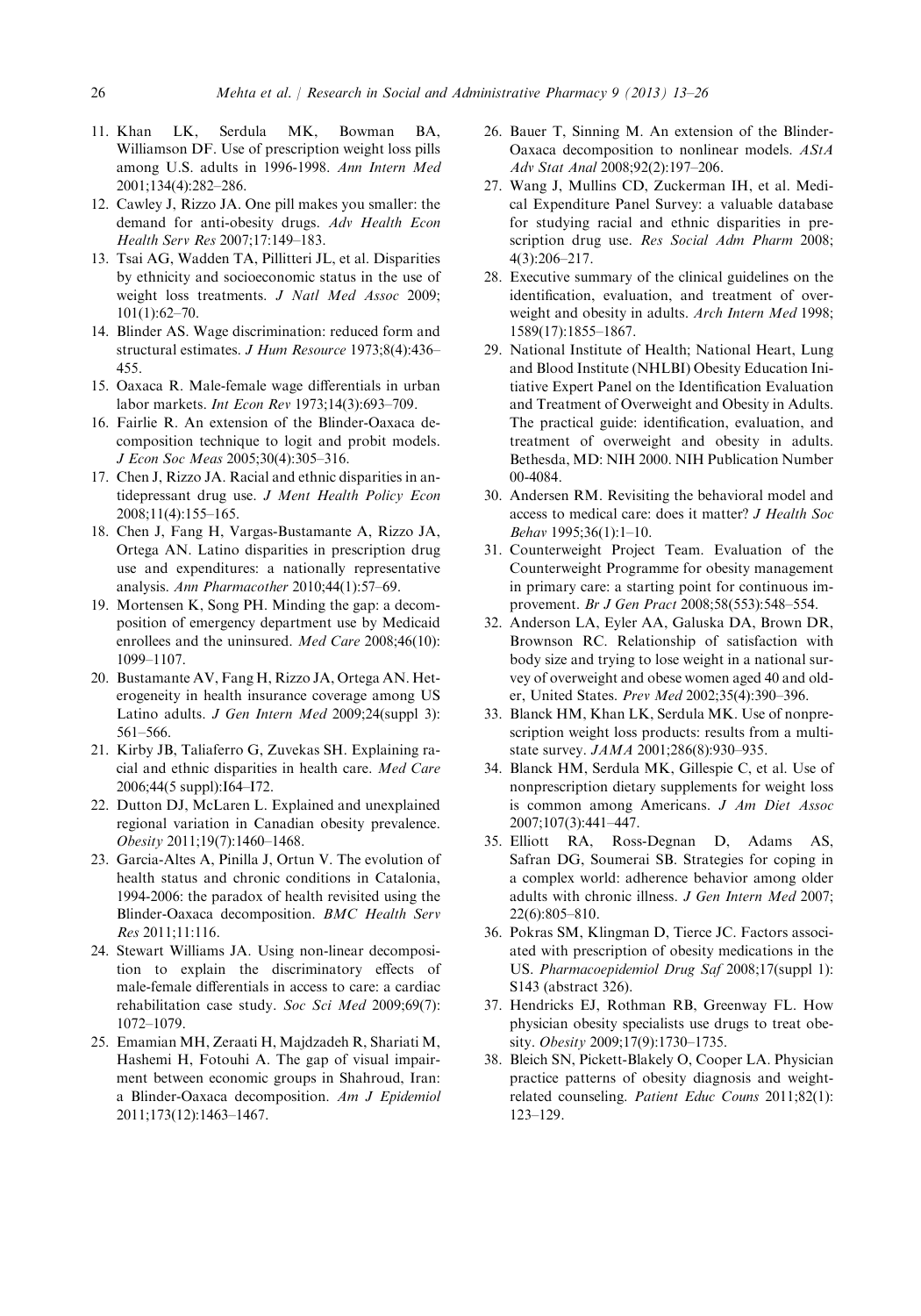11. Khan LK, Serdula MK, Bowman BA, Williamson DF. Use of prescription weight loss pills among U.S. adults in 1996-1998. *Ann Intern Med* 2001;134(4):282–286.
12. Cawley J, Rizzo JA. One pill makes you smaller: the demand for anti-obesity drugs. *Adv Health Econ Health Serv Res* 2007;17:149–183.
13. Tsai AG, Wadden TA, Pillitteri JL, et al. Disparities by ethnicity and socioeconomic status in the use of weight loss treatments. *J Natl Med Assoc* 2009; 101(1):62–70.
14. Blinder AS. Wage discrimination: reduced form and structural estimates. *J Hum Resource* 1973;8(4):436–455.
15. Oaxaca R. Male-female wage differentials in urban labor markets. *Int Econ Rev* 1973;14(3):693–709.
16. Fairlie R. An extension of the Blinder-Oaxaca decomposition technique to logit and probit models. *J Econ Soc Meas* 2005;30(4):305–316.
17. Chen J, Rizzo JA. Racial and ethnic disparities in antidepressant drug use. *J Ment Health Policy Econ* 2008;11(4):155–165.
18. Chen J, Fang H, Vargas-Bustamante A, Rizzo JA, Ortega AN. Latino disparities in prescription drug use and expenditures: a nationally representative analysis. *Ann Pharmacother* 2010;44(1):57–69.
19. Mortensen K, Song PH. Minding the gap: a decomposition of emergency department use by Medicaid enrollees and the uninsured. *Med Care* 2008;46(10): 1099–1107.
20. Bustamante AV, Fang H, Rizzo JA, Ortega AN. Heterogeneity in health insurance coverage among US Latino adults. *J Gen Intern Med* 2009;24(suppl 3): 561–566.
21. Kirby JB, Taliaferro G, Zuvekas SH. Explaining racial and ethnic disparities in health care. *Med Care* 2006;44(5 suppl):I64–I72.
22. Dutton DJ, McLaren L. Explained and unexplained regional variation in Canadian obesity prevalence. *Obesity* 2011;19(7):1460–1468.
23. Garcia-Altes A, Pinilla J, Ortun V. The evolution of health status and chronic conditions in Catalonia, 1994-2006: the paradox of health revisited using the Blinder-Oaxaca decomposition. *BMC Health Serv Res* 2011;11:116.
24. Stewart Williams JA. Using non-linear decomposition to explain the discriminatory effects of male-female differentials in access to care: a cardiac rehabilitation case study. *Soc Sci Med* 2009;69(7): 1072–1079.
25. Emamian MH, Zeraati H, Majdzadeh R, Shariati M, Hashemi H, Fotouhi A. The gap of visual impairment between economic groups in Shahroud, Iran: a Blinder-Oaxaca decomposition. *Am J Epidemiol* 2011;173(12):1463–1467.
26. Bauer T, Sinning M. An extension of the Blinder-Oaxaca decomposition to nonlinear models. *AStA Adv Stat Anal* 2008;92(2):197–206.
27. Wang J, Mullins CD, Zuckerman IH, et al. Medical Expenditure Panel Survey: a valuable database for studying racial and ethnic disparities in prescription drug use. *Res Social Adm Pharm* 2008; 4(3):206–217.
28. Executive summary of the clinical guidelines on the identification, evaluation, and treatment of overweight and obesity in adults. *Arch Intern Med* 1998; 1589(17):1855–1867.
29. National Institute of Health; National Heart, Lung and Blood Institute (NHLBI) Obesity Education Initiative Expert Panel on the Identification Evaluation and Treatment of Overweight and Obesity in Adults. The practical guide: identification, evaluation, and treatment of overweight and obesity in adults. Bethesda, MD: NIH 2000. NIH Publication Number 00-4084.
30. Andersen RM. Revisiting the behavioral model and access to medical care: does it matter? *J Health Soc Behav* 1995;36(1):1–10.
31. Counterweight Project Team. Evaluation of the Counterweight Programme for obesity management in primary care: a starting point for continuous improvement. *Br J Gen Pract* 2008;58(553):548–554.
32. Anderson LA, Eyler AA, Galuska DA, Brown DR, Brownson RC. Relationship of satisfaction with body size and trying to lose weight in a national survey of overweight and obese women aged 40 and older, United States. *Prev Med* 2002;35(4):390–396.
33. Blanck HM, Khan LK, Serdula MK. Use of nonprescription weight loss products: results from a multistate survey. *JAMA* 2001;286(8):930–935.
34. Blanck HM, Serdula MK, Gillespie C, et al. Use of nonprescription dietary supplements for weight loss is common among Americans. *J Am Diet Assoc* 2007;107(3):441–447.
35. Elliott RA, Ross-Degnan D, Adams AS, Safran DG, Soumerai SB. Strategies for coping in a complex world: adherence behavior among older adults with chronic illness. *J Gen Intern Med* 2007; 22(6):805–810.
36. Pokras SM, Klingman D, Tierce JC. Factors associated with prescription of obesity medications in the US. *Pharmacoepidemiol Drug Saf* 2008;17(suppl 1): S143 (abstract 326).
37. Hendricks EJ, Rothman RB, Greenway FL. How physician obesity specialists use drugs to treat obesity. *Obesity* 2009;17(9):1730–1735.
38. Bleich SN, Pickett-Blakely O, Cooper LA. Physician practice patterns of obesity diagnosis and weight-related counseling. *Patient Educ Couns* 2011;82(1): 123–129.